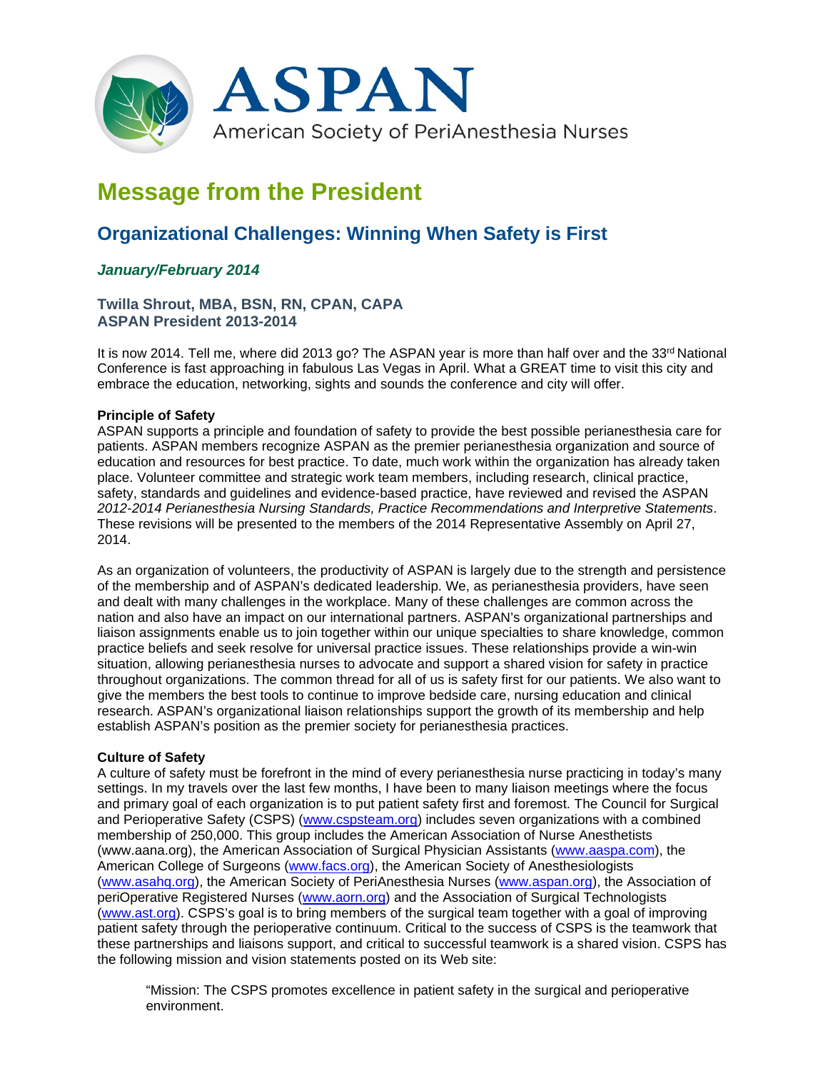ASPAN

American Society of PeriAnesthesia Nurses

# Message from the President

## Organizational Challenges: Winning When Safety is First

***January/February 2014***

**Twilla Shrout, MBA, BSN, RN, CPAN, CAPA**
**ASPAN President 2013-2014**

It is now 2014. Tell me, where did 2013 go? The ASPAN year is more than half over and the 33rd National Conference is fast approaching in fabulous Las Vegas in April. What a GREAT time to visit this city and embrace the education, networking, sights and sounds the conference and city will offer.

**Principle of Safety**
ASPAN supports a principle and foundation of safety to provide the best possible perianesthesia care for patients. ASPAN members recognize ASPAN as the premier perianesthesia organization and source of education and resources for best practice. To date, much work within the organization has already taken place. Volunteer committee and strategic work team members, including research, clinical practice, safety, standards and guidelines and evidence-based practice, have reviewed and revised the ASPAN *2012-2014 Perianesthesia Nursing Standards, Practice Recommendations and Interpretive Statements*. These revisions will be presented to the members of the 2014 Representative Assembly on April 27, 2014.

As an organization of volunteers, the productivity of ASPAN is largely due to the strength and persistence of the membership and of ASPAN's dedicated leadership. We, as perianesthesia providers, have seen and dealt with many challenges in the workplace. Many of these challenges are common across the nation and also have an impact on our international partners. ASPAN's organizational partnerships and liaison assignments enable us to join together within our unique specialties to share knowledge, common practice beliefs and seek resolve for universal practice issues. These relationships provide a win-win situation, allowing perianesthesia nurses to advocate and support a shared vision for safety in practice throughout organizations. The common thread for all of us is safety first for our patients. We also want to give the members the best tools to continue to improve bedside care, nursing education and clinical research. ASPAN's organizational liaison relationships support the growth of its membership and help establish ASPAN's position as the premier society for perianesthesia practices.

**Culture of Safety**
A culture of safety must be forefront in the mind of every perianesthesia nurse practicing in today's many settings. In my travels over the last few months, I have been to many liaison meetings where the focus and primary goal of each organization is to put patient safety first and foremost. The Council for Surgical and Perioperative Safety (CSPS) (www.cspsteam.org) includes seven organizations with a combined membership of 250,000. This group includes the American Association of Nurse Anesthetists (www.aana.org), the American Association of Surgical Physician Assistants (www.aaspa.com), the American College of Surgeons (www.facs.org), the American Society of Anesthesiologists (www.asahq.org), the American Society of PeriAnesthesia Nurses (www.aspan.org), the Association of periOperative Registered Nurses (www.aorn.org) and the Association of Surgical Technologists (www.ast.org). CSPS's goal is to bring members of the surgical team together with a goal of improving patient safety through the perioperative continuum. Critical to the success of CSPS is the teamwork that these partnerships and liaisons support, and critical to successful teamwork is a shared vision. CSPS has the following mission and vision statements posted on its Web site:

> "Mission: The CSPS promotes excellence in patient safety in the surgical and perioperative environment.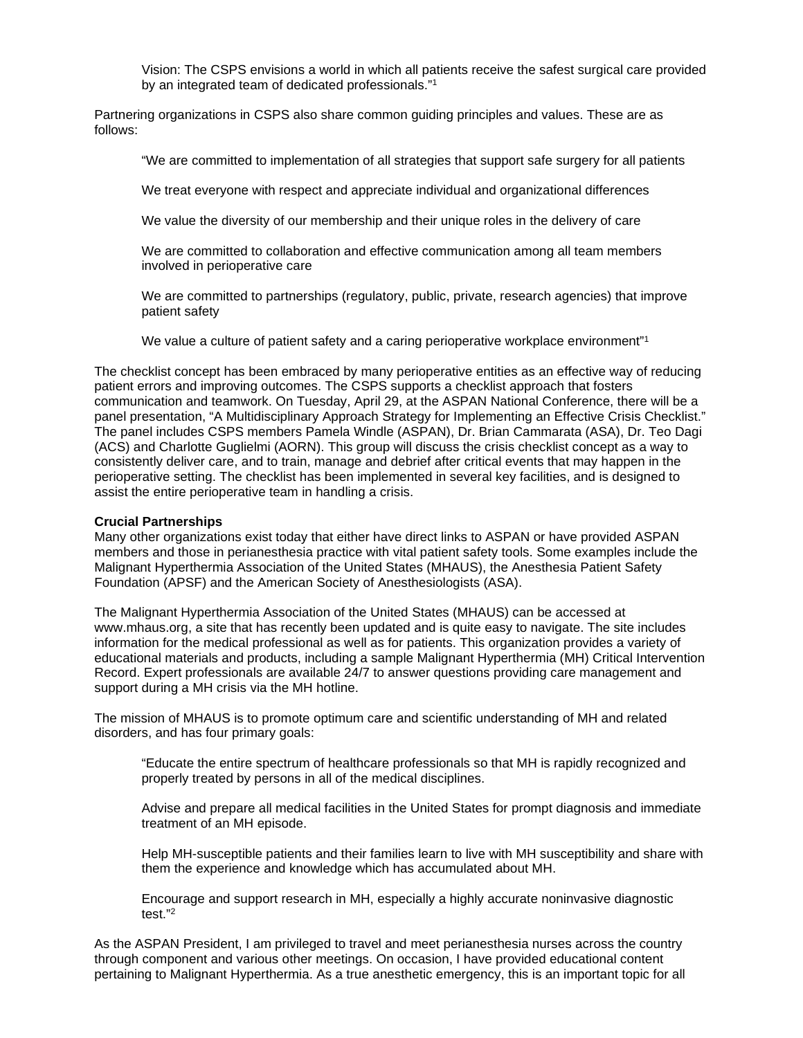> Vision: The CSPS envisions a world in which all patients receive the safest surgical care provided by an integrated team of dedicated professionals."[1]

Partnering organizations in CSPS also share common guiding principles and values. These are as follows:

> "We are committed to implementation of all strategies that support safe surgery for all patients
>
> We treat everyone with respect and appreciate individual and organizational differences
>
> We value the diversity of our membership and their unique roles in the delivery of care
>
> We are committed to collaboration and effective communication among all team members involved in perioperative care
>
> We are committed to partnerships (regulatory, public, private, research agencies) that improve patient safety
>
> We value a culture of patient safety and a caring perioperative workplace environment"[1]

The checklist concept has been embraced by many perioperative entities as an effective way of reducing patient errors and improving outcomes. The CSPS supports a checklist approach that fosters communication and teamwork. On Tuesday, April 29, at the ASPAN National Conference, there will be a panel presentation, "A Multidisciplinary Approach Strategy for Implementing an Effective Crisis Checklist." The panel includes CSPS members Pamela Windle (ASPAN), Dr. Brian Cammarata (ASA), Dr. Teo Dagi (ACS) and Charlotte Guglielmi (AORN). This group will discuss the crisis checklist concept as a way to consistently deliver care, and to train, manage and debrief after critical events that may happen in the perioperative setting. The checklist has been implemented in several key facilities, and is designed to assist the entire perioperative team in handling a crisis.

**Crucial Partnerships**

Many other organizations exist today that either have direct links to ASPAN or have provided ASPAN members and those in perianesthesia practice with vital patient safety tools. Some examples include the Malignant Hyperthermia Association of the United States (MHAUS), the Anesthesia Patient Safety Foundation (APSF) and the American Society of Anesthesiologists (ASA).

The Malignant Hyperthermia Association of the United States (MHAUS) can be accessed at www.mhaus.org, a site that has recently been updated and is quite easy to navigate. The site includes information for the medical professional as well as for patients. This organization provides a variety of educational materials and products, including a sample Malignant Hyperthermia (MH) Critical Intervention Record. Expert professionals are available 24/7 to answer questions providing care management and support during a MH crisis via the MH hotline.

The mission of MHAUS is to promote optimum care and scientific understanding of MH and related disorders, and has four primary goals:

> "Educate the entire spectrum of healthcare professionals so that MH is rapidly recognized and properly treated by persons in all of the medical disciplines.
>
> Advise and prepare all medical facilities in the United States for prompt diagnosis and immediate treatment of an MH episode.
>
> Help MH-susceptible patients and their families learn to live with MH susceptibility and share with them the experience and knowledge which has accumulated about MH.
>
> Encourage and support research in MH, especially a highly accurate noninvasive diagnostic test."[2]

As the ASPAN President, I am privileged to travel and meet perianesthesia nurses across the country through component and various other meetings. On occasion, I have provided educational content pertaining to Malignant Hyperthermia. As a true anesthetic emergency, this is an important topic for all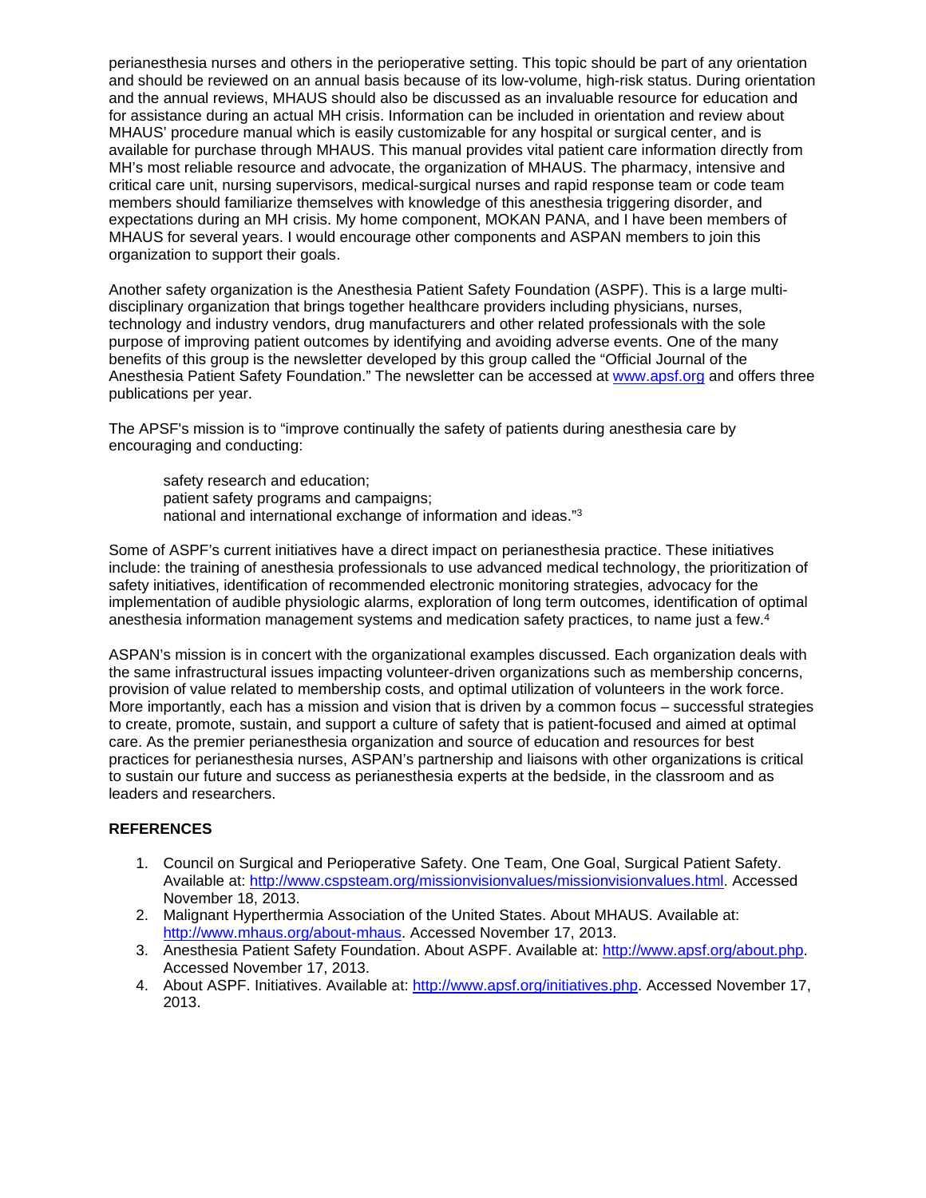perianesthesia nurses and others in the perioperative setting. This topic should be part of any orientation and should be reviewed on an annual basis because of its low-volume, high-risk status. During orientation and the annual reviews, MHAUS should also be discussed as an invaluable resource for education and for assistance during an actual MH crisis. Information can be included in orientation and review about MHAUS' procedure manual which is easily customizable for any hospital or surgical center, and is available for purchase through MHAUS. This manual provides vital patient care information directly from MH's most reliable resource and advocate, the organization of MHAUS. The pharmacy, intensive and critical care unit, nursing supervisors, medical-surgical nurses and rapid response team or code team members should familiarize themselves with knowledge of this anesthesia triggering disorder, and expectations during an MH crisis. My home component, MOKAN PANA, and I have been members of MHAUS for several years. I would encourage other components and ASPAN members to join this organization to support their goals.

Another safety organization is the Anesthesia Patient Safety Foundation (ASPF). This is a large multi-disciplinary organization that brings together healthcare providers including physicians, nurses, technology and industry vendors, drug manufacturers and other related professionals with the sole purpose of improving patient outcomes by identifying and avoiding adverse events. One of the many benefits of this group is the newsletter developed by this group called the "Official Journal of the Anesthesia Patient Safety Foundation." The newsletter can be accessed at www.apsf.org and offers three publications per year.

The APSF's mission is to "improve continually the safety of patients during anesthesia care by encouraging and conducting:

> safety research and education;
> patient safety programs and campaigns;
> national and international exchange of information and ideas."[3]

Some of ASPF's current initiatives have a direct impact on perianesthesia practice. These initiatives include: the training of anesthesia professionals to use advanced medical technology, the prioritization of safety initiatives, identification of recommended electronic monitoring strategies, advocacy for the implementation of audible physiologic alarms, exploration of long term outcomes, identification of optimal anesthesia information management systems and medication safety practices, to name just a few.[4]

ASPAN's mission is in concert with the organizational examples discussed. Each organization deals with the same infrastructural issues impacting volunteer-driven organizations such as membership concerns, provision of value related to membership costs, and optimal utilization of volunteers in the work force. More importantly, each has a mission and vision that is driven by a common focus – successful strategies to create, promote, sustain, and support a culture of safety that is patient-focused and aimed at optimal care. As the premier perianesthesia organization and source of education and resources for best practices for perianesthesia nurses, ASPAN's partnership and liaisons with other organizations is critical to sustain our future and success as perianesthesia experts at the bedside, in the classroom and as leaders and researchers.

## REFERENCES

1. Council on Surgical and Perioperative Safety. One Team, One Goal, Surgical Patient Safety. Available at: http://www.cspsteam.org/missionvisionvalues/missionvisionvalues.html. Accessed November 18, 2013.
2. Malignant Hyperthermia Association of the United States. About MHAUS. Available at: http://www.mhaus.org/about-mhaus. Accessed November 17, 2013.
3. Anesthesia Patient Safety Foundation. About ASPF. Available at: http://www.apsf.org/about.php. Accessed November 17, 2013.
4. About ASPF. Initiatives. Available at: http://www.apsf.org/initiatives.php. Accessed November 17, 2013.